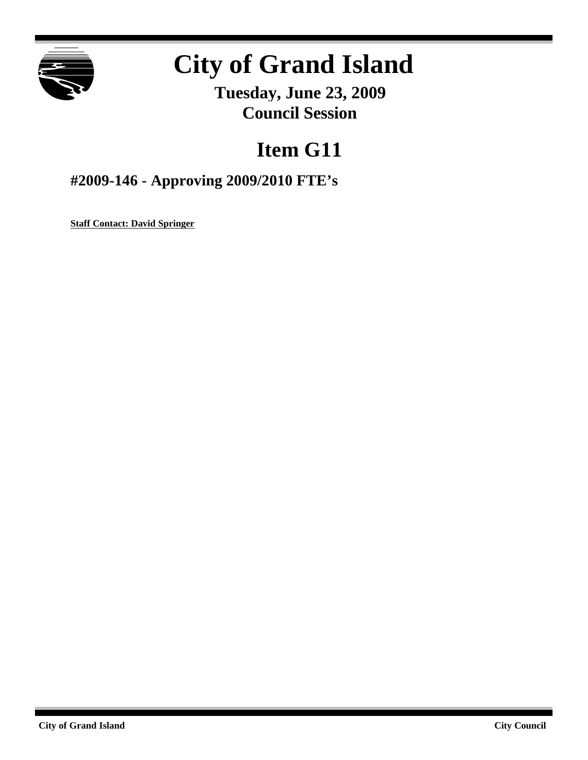# City of Grand Island

**Tuesday, June 23, 2009**
**Council Session**

## Item G11

### #2009-146 - Approving 2009/2010 FTE's

**Staff Contact: David Springer**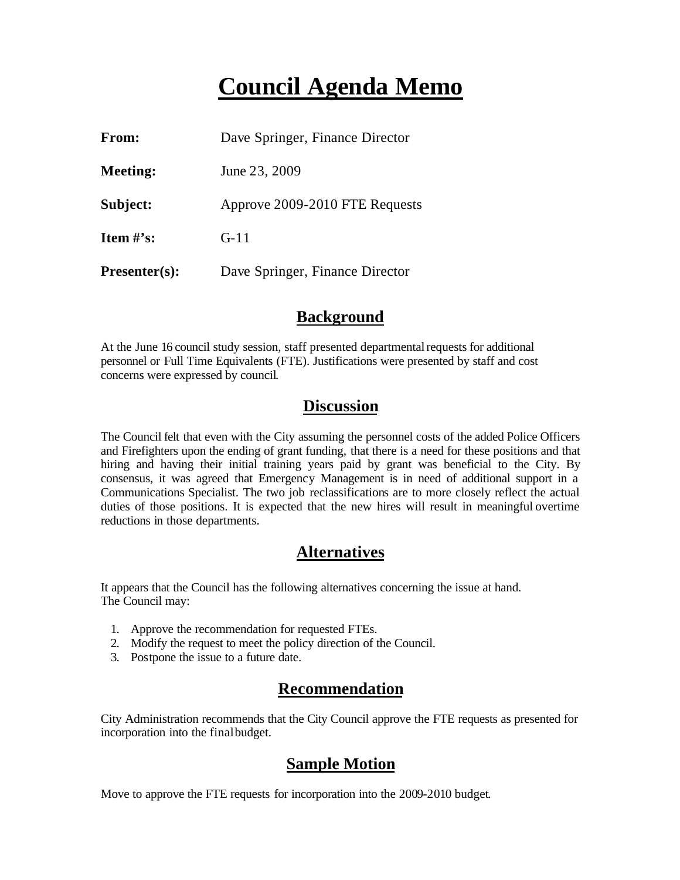# Council Agenda Memo

**From:** Dave Springer, Finance Director

**Meeting:** June 23, 2009

**Subject:** Approve 2009-2010 FTE Requests

**Item #'s:** G-11

**Presenter(s):** Dave Springer, Finance Director

## Background

At the June 16 council study session, staff presented departmental requests for additional personnel or Full Time Equivalents (FTE). Justifications were presented by staff and cost concerns were expressed by council.

## Discussion

The Council felt that even with the City assuming the personnel costs of the added Police Officers and Firefighters upon the ending of grant funding, that there is a need for these positions and that hiring and having their initial training years paid by grant was beneficial to the City. By consensus, it was agreed that Emergency Management is in need of additional support in a Communications Specialist. The two job reclassifications are to more closely reflect the actual duties of those positions. It is expected that the new hires will result in meaningful overtime reductions in those departments.

## Alternatives

It appears that the Council has the following alternatives concerning the issue at hand. The Council may:

1. Approve the recommendation for requested FTEs.
2. Modify the request to meet the policy direction of the Council.
3. Postpone the issue to a future date.

## Recommendation

City Administration recommends that the City Council approve the FTE requests as presented for incorporation into the final budget.

## Sample Motion

Move to approve the FTE requests for incorporation into the 2009-2010 budget.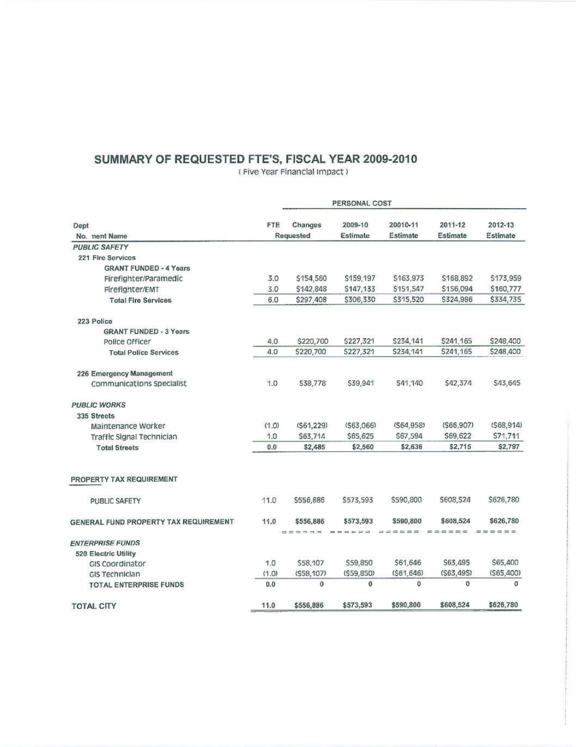# SUMMARY OF REQUESTED FTE'S, FISCAL YEAR 2009-2010

( Five Year Financial Impact )

| Dept No. nent Name | FTE | Changes Requested | 2009-10 Estimate | 20010-11 Estimate | 2011-12 Estimate | 2012-13 Estimate |
|---|---|---|---|---|---|---|
| | | PERSONAL COST | | | | |
| ***PUBLIC SAFETY*** | | | | | | |
| **221 Fire Services** | | | | | | |
| **GRANT FUNDED - 4 Years** | | | | | | |
| Firefighter/Paramedic | 3.0 | $154,560 | $159,197 | $163,973 | $168,892 | $173,959 |
| Firefighter/EMT | 3.0 | $142,848 | $147,133 | $151,547 | $156,094 | $160,777 |
| **Total Fire Services** | 6.0 | $297,408 | $306,330 | $315,520 | $324,986 | $334,735 |
| **223 Police** | | | | | | |
| **GRANT FUNDED - 3 Years** | | | | | | |
| Police Officer | 4.0 | $220,700 | $227,321 | $234,141 | $241,165 | $248,400 |
| **Total Police Services** | 4.0 | $220,700 | $227,321 | $234,141 | $241,165 | $248,400 |
| **226 Emergency Management** | | | | | | |
| Communications Specialist | 1.0 | $38,778 | $39,941 | $41,140 | $42,374 | $43,645 |
| ***PUBLIC WORKS*** | | | | | | |
| **335 Streets** | | | | | | |
| Maintenance Worker | (1.0) | ($61,229) | ($63,066) | ($64,958) | ($66,907) | ($68,914) |
| Traffic Signal Technician | 1.0 | $63,714 | $65,625 | $67,594 | $69,622 | $71,711 |
| **Total Streets** | 0.0 | $2,485 | $2,560 | $2,636 | $2,715 | $2,797 |
| PROPERTY TAX REQUIREMENT | | | | | | |
| PUBLIC SAFETY | 11.0 | $556,886 | $573,593 | $590,800 | $608,524 | $626,780 |
| GENERAL FUND PROPERTY TAX REQUIREMENT | 11.0 | $556,886 | $573,593 | $590,800 | $608,524 | $626,780 |
| ***ENTERPRISE FUNDS*** | | | | | | |
| **520 Electric Utility** | | | | | | |
| GIS Coordinator | 1.0 | $58,107 | $59,850 | $61,646 | $63,495 | $65,400 |
| GIS Technician | (1.0) | ($58,107) | ($59,850) | ($61,646) | ($63,495) | ($65,400) |
| TOTAL ENTERPRISE FUNDS | 0.0 | 0 | 0 | 0 | 0 | 0 |
| TOTAL CITY | 11.0 | $556,886 | $573,593 | $590,800 | $608,524 | $626,780 |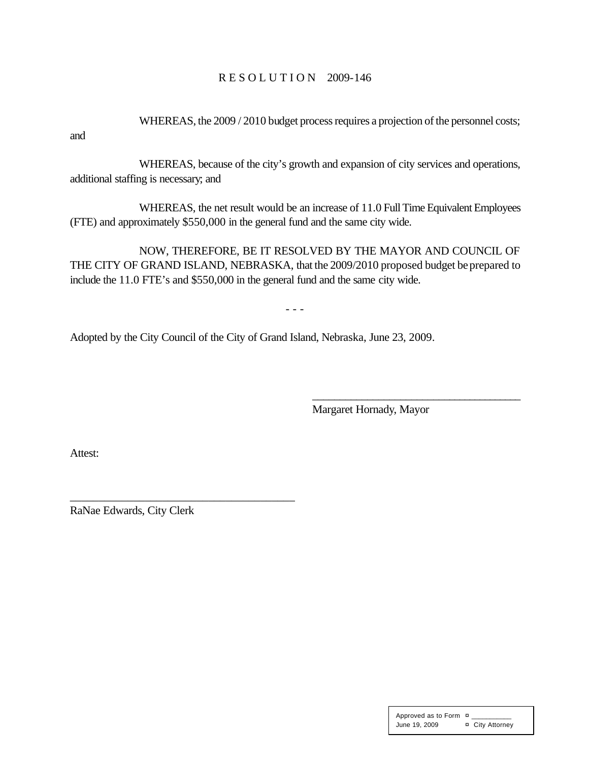# R E S O L U T I O N 2009-146

WHEREAS, the 2009 / 2010 budget process requires a projection of the personnel costs; and

WHEREAS, because of the city's growth and expansion of city services and operations, additional staffing is necessary; and

WHEREAS, the net result would be an increase of 11.0 Full Time Equivalent Employees (FTE) and approximately $550,000 in the general fund and the same city wide.

NOW, THEREFORE, BE IT RESOLVED BY THE MAYOR AND COUNCIL OF THE CITY OF GRAND ISLAND, NEBRASKA, that the 2009/2010 proposed budget be prepared to include the 11.0 FTE's and $550,000 in the general fund and the same city wide.

- - -

Adopted by the City Council of the City of Grand Island, Nebraska, June 23, 2009.

_______________________________________
Margaret Hornady, Mayor

Attest:

_______________________________________
RaNae Edwards, City Clerk

| | |
|---|---|
| Approved as to Form ¤ | ___________ |
| June 19, 2009 | ¤ City Attorney |